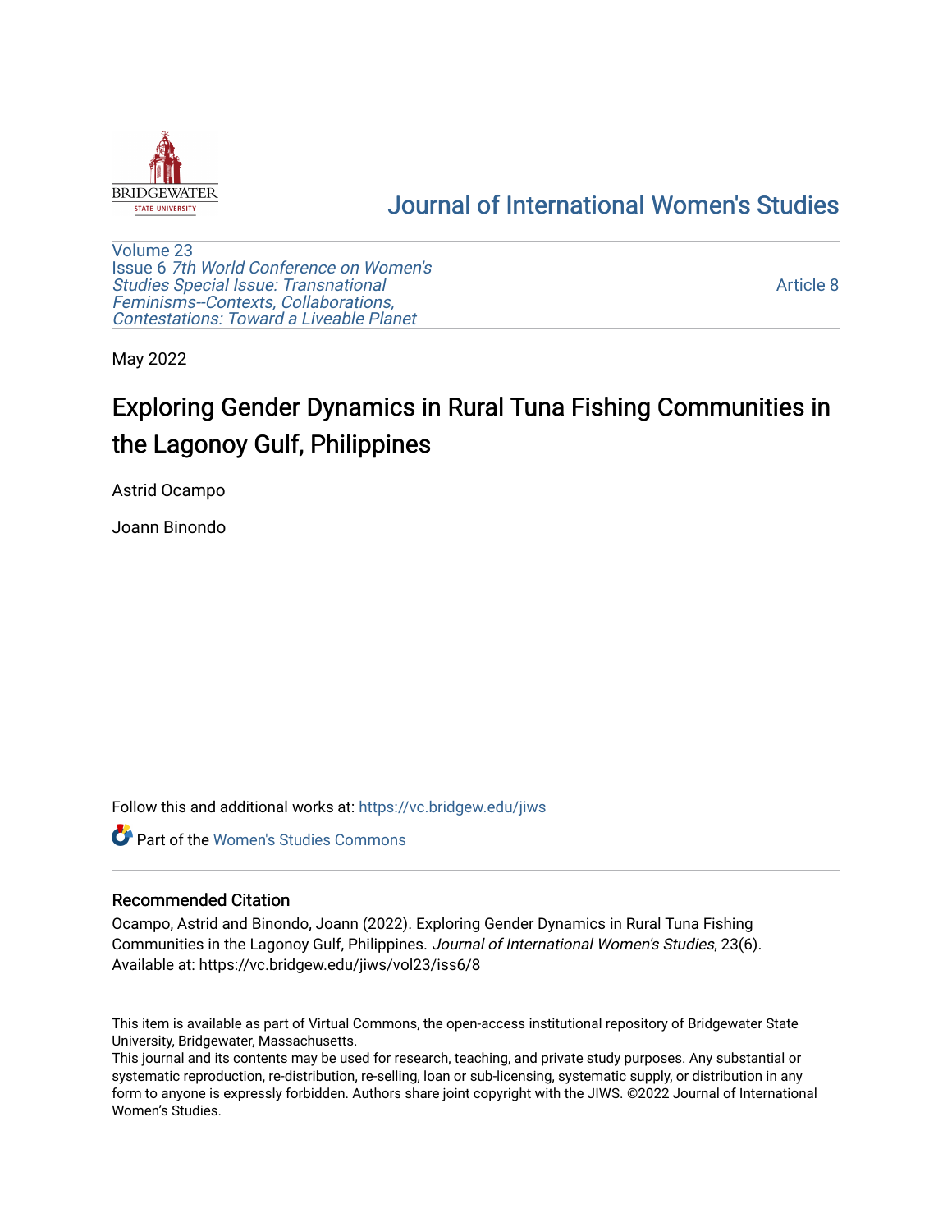# Journal of International Women's Studies

Volume 23
Issue 6 *7th World Conference on Women's Studies Special Issue: Transnational Feminisms--Contexts, Collaborations, Contestations: Toward a Liveable Planet*

Article 8

May 2022

# Exploring Gender Dynamics in Rural Tuna Fishing Communities in the Lagonoy Gulf, Philippines

Astrid Ocampo

Joann Binondo

Follow this and additional works at: https://vc.bridgew.edu/jiws

Part of the Women's Studies Commons

## Recommended Citation

Ocampo, Astrid and Binondo, Joann (2022). Exploring Gender Dynamics in Rural Tuna Fishing Communities in the Lagonoy Gulf, Philippines. *Journal of International Women's Studies*, 23(6).
Available at: https://vc.bridgew.edu/jiws/vol23/iss6/8

This item is available as part of Virtual Commons, the open-access institutional repository of Bridgewater State University, Bridgewater, Massachusetts.

This journal and its contents may be used for research, teaching, and private study purposes. Any substantial or systematic reproduction, re-distribution, re-selling, loan or sub-licensing, systematic supply, or distribution in any form to anyone is expressly forbidden. Authors share joint copyright with the JIWS. ©2022 Journal of International Women's Studies.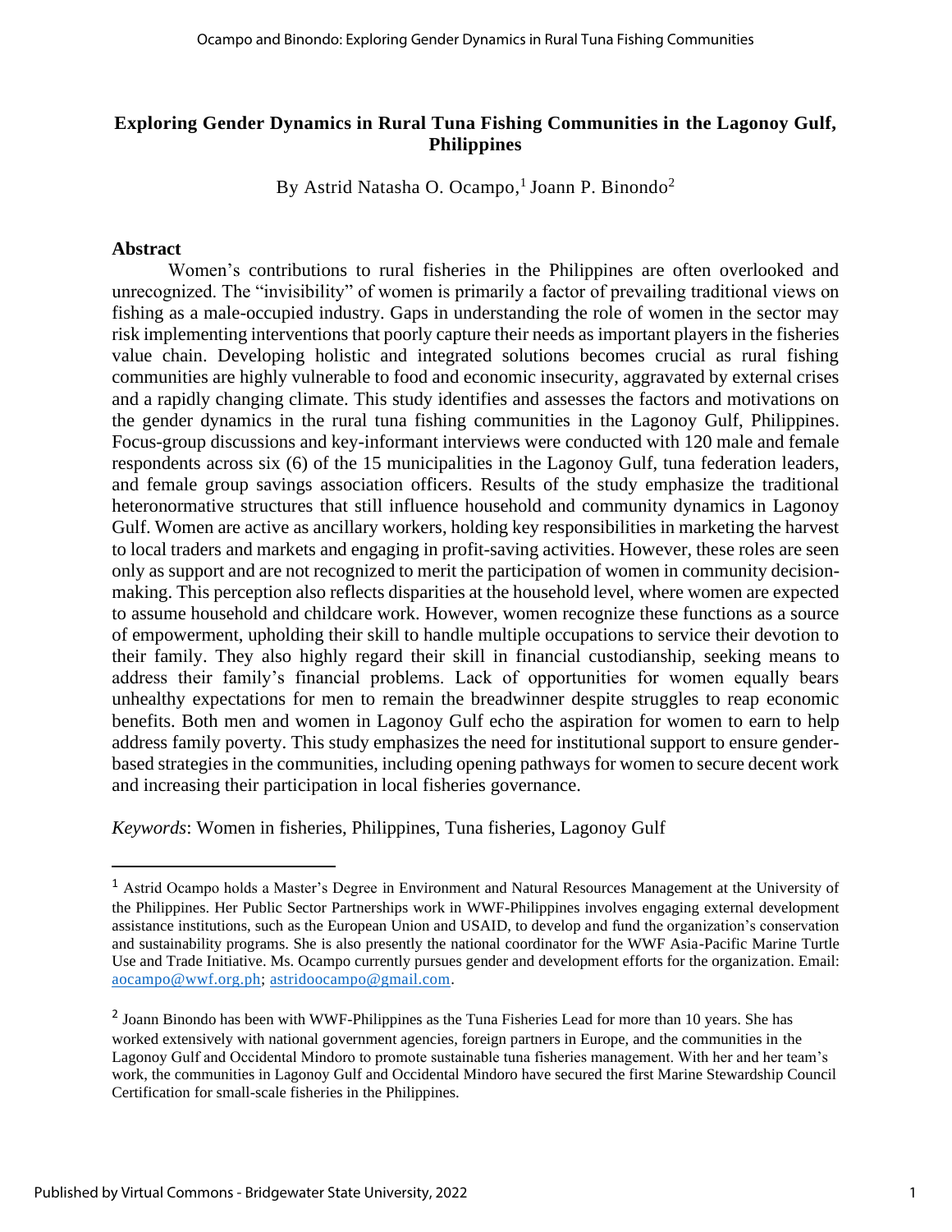# Exploring Gender Dynamics in Rural Tuna Fishing Communities in the Lagonoy Gulf, Philippines

By Astrid Natasha O. Ocampo,[1] Joann P. Binondo[2]

## Abstract

Women's contributions to rural fisheries in the Philippines are often overlooked and unrecognized. The "invisibility" of women is primarily a factor of prevailing traditional views on fishing as a male-occupied industry. Gaps in understanding the role of women in the sector may risk implementing interventions that poorly capture their needs as important players in the fisheries value chain. Developing holistic and integrated solutions becomes crucial as rural fishing communities are highly vulnerable to food and economic insecurity, aggravated by external crises and a rapidly changing climate. This study identifies and assesses the factors and motivations on the gender dynamics in the rural tuna fishing communities in the Lagonoy Gulf, Philippines. Focus-group discussions and key-informant interviews were conducted with 120 male and female respondents across six (6) of the 15 municipalities in the Lagonoy Gulf, tuna federation leaders, and female group savings association officers. Results of the study emphasize the traditional heteronormative structures that still influence household and community dynamics in Lagonoy Gulf. Women are active as ancillary workers, holding key responsibilities in marketing the harvest to local traders and markets and engaging in profit-saving activities. However, these roles are seen only as support and are not recognized to merit the participation of women in community decision-making. This perception also reflects disparities at the household level, where women are expected to assume household and childcare work. However, women recognize these functions as a source of empowerment, upholding their skill to handle multiple occupations to service their devotion to their family. They also highly regard their skill in financial custodianship, seeking means to address their family's financial problems. Lack of opportunities for women equally bears unhealthy expectations for men to remain the breadwinner despite struggles to reap economic benefits. Both men and women in Lagonoy Gulf echo the aspiration for women to earn to help address family poverty. This study emphasizes the need for institutional support to ensure gender-based strategies in the communities, including opening pathways for women to secure decent work and increasing their participation in local fisheries governance.

*Keywords*: Women in fisheries, Philippines, Tuna fisheries, Lagonoy Gulf

---

[1] Astrid Ocampo holds a Master's Degree in Environment and Natural Resources Management at the University of the Philippines. Her Public Sector Partnerships work in WWF-Philippines involves engaging external development assistance institutions, such as the European Union and USAID, to develop and fund the organization's conservation and sustainability programs. She is also presently the national coordinator for the WWF Asia-Pacific Marine Turtle Use and Trade Initiative. Ms. Ocampo currently pursues gender and development efforts for the organization. Email: aocampo@wwf.org.ph; astridoocampo@gmail.com.

[2] Joann Binondo has been with WWF-Philippines as the Tuna Fisheries Lead for more than 10 years. She has worked extensively with national government agencies, foreign partners in Europe, and the communities in the Lagonoy Gulf and Occidental Mindoro to promote sustainable tuna fisheries management. With her and her team's work, the communities in Lagonoy Gulf and Occidental Mindoro have secured the first Marine Stewardship Council Certification for small-scale fisheries in the Philippines.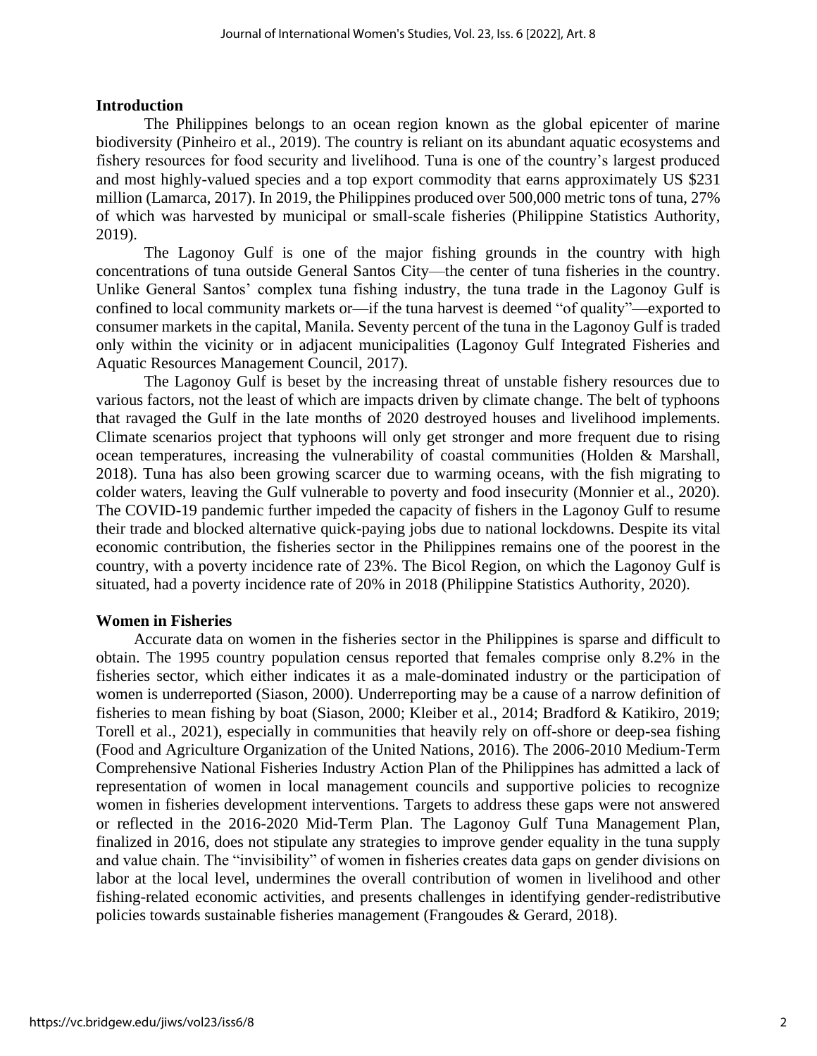## Introduction

The Philippines belongs to an ocean region known as the global epicenter of marine biodiversity (Pinheiro et al., 2019). The country is reliant on its abundant aquatic ecosystems and fishery resources for food security and livelihood. Tuna is one of the country's largest produced and most highly-valued species and a top export commodity that earns approximately US $231 million (Lamarca, 2017). In 2019, the Philippines produced over 500,000 metric tons of tuna, 27% of which was harvested by municipal or small-scale fisheries (Philippine Statistics Authority, 2019).

The Lagonoy Gulf is one of the major fishing grounds in the country with high concentrations of tuna outside General Santos City—the center of tuna fisheries in the country. Unlike General Santos' complex tuna fishing industry, the tuna trade in the Lagonoy Gulf is confined to local community markets or—if the tuna harvest is deemed "of quality"—exported to consumer markets in the capital, Manila. Seventy percent of the tuna in the Lagonoy Gulf is traded only within the vicinity or in adjacent municipalities (Lagonoy Gulf Integrated Fisheries and Aquatic Resources Management Council, 2017).

The Lagonoy Gulf is beset by the increasing threat of unstable fishery resources due to various factors, not the least of which are impacts driven by climate change. The belt of typhoons that ravaged the Gulf in the late months of 2020 destroyed houses and livelihood implements. Climate scenarios project that typhoons will only get stronger and more frequent due to rising ocean temperatures, increasing the vulnerability of coastal communities (Holden & Marshall, 2018). Tuna has also been growing scarcer due to warming oceans, with the fish migrating to colder waters, leaving the Gulf vulnerable to poverty and food insecurity (Monnier et al., 2020). The COVID-19 pandemic further impeded the capacity of fishers in the Lagonoy Gulf to resume their trade and blocked alternative quick-paying jobs due to national lockdowns. Despite its vital economic contribution, the fisheries sector in the Philippines remains one of the poorest in the country, with a poverty incidence rate of 23%. The Bicol Region, on which the Lagonoy Gulf is situated, had a poverty incidence rate of 20% in 2018 (Philippine Statistics Authority, 2020).

## Women in Fisheries

Accurate data on women in the fisheries sector in the Philippines is sparse and difficult to obtain. The 1995 country population census reported that females comprise only 8.2% in the fisheries sector, which either indicates it as a male-dominated industry or the participation of women is underreported (Siason, 2000). Underreporting may be a cause of a narrow definition of fisheries to mean fishing by boat (Siason, 2000; Kleiber et al., 2014; Bradford & Katikiro, 2019; Torell et al., 2021), especially in communities that heavily rely on off-shore or deep-sea fishing (Food and Agriculture Organization of the United Nations, 2016). The 2006-2010 Medium-Term Comprehensive National Fisheries Industry Action Plan of the Philippines has admitted a lack of representation of women in local management councils and supportive policies to recognize women in fisheries development interventions. Targets to address these gaps were not answered or reflected in the 2016-2020 Mid-Term Plan. The Lagonoy Gulf Tuna Management Plan, finalized in 2016, does not stipulate any strategies to improve gender equality in the tuna supply and value chain. The "invisibility" of women in fisheries creates data gaps on gender divisions on labor at the local level, undermines the overall contribution of women in livelihood and other fishing-related economic activities, and presents challenges in identifying gender-redistributive policies towards sustainable fisheries management (Frangoudes & Gerard, 2018).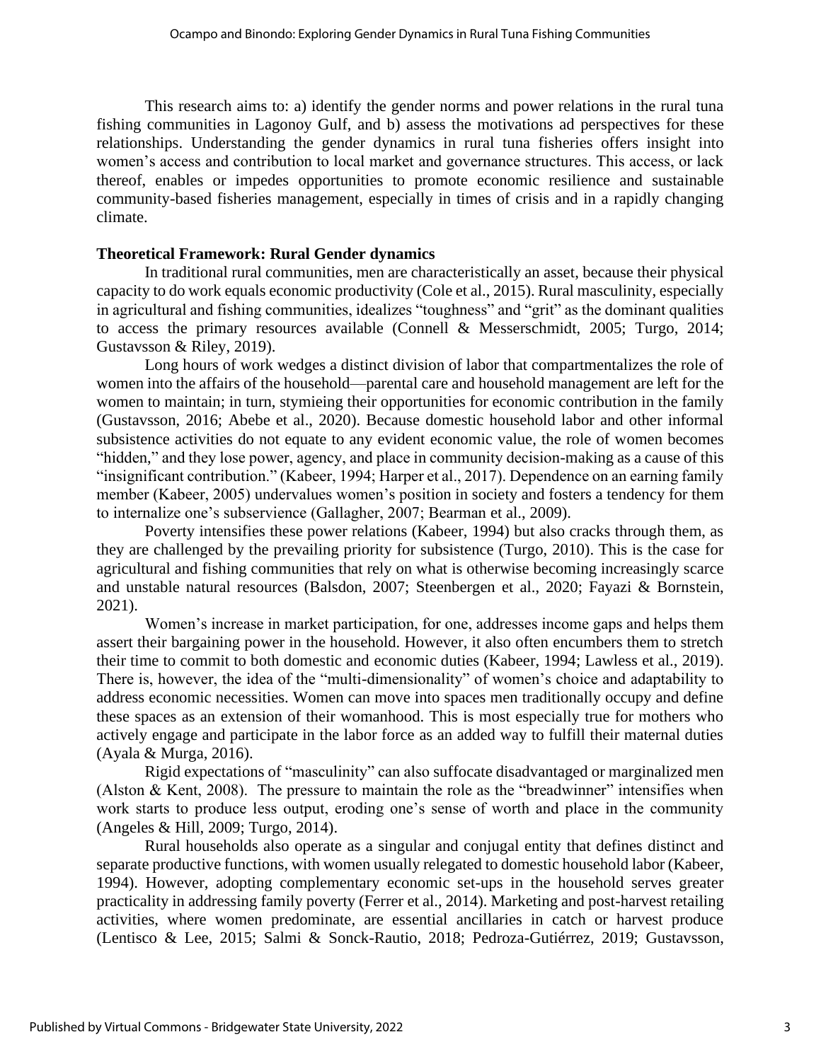This research aims to: a) identify the gender norms and power relations in the rural tuna fishing communities in Lagonoy Gulf, and b) assess the motivations ad perspectives for these relationships. Understanding the gender dynamics in rural tuna fisheries offers insight into women's access and contribution to local market and governance structures. This access, or lack thereof, enables or impedes opportunities to promote economic resilience and sustainable community-based fisheries management, especially in times of crisis and in a rapidly changing climate.

**Theoretical Framework: Rural Gender dynamics**

In traditional rural communities, men are characteristically an asset, because their physical capacity to do work equals economic productivity (Cole et al., 2015). Rural masculinity, especially in agricultural and fishing communities, idealizes "toughness" and "grit" as the dominant qualities to access the primary resources available (Connell & Messerschmidt, 2005; Turgo, 2014; Gustavsson & Riley, 2019).

Long hours of work wedges a distinct division of labor that compartmentalizes the role of women into the affairs of the household—parental care and household management are left for the women to maintain; in turn, stymieing their opportunities for economic contribution in the family (Gustavsson, 2016; Abebe et al., 2020). Because domestic household labor and other informal subsistence activities do not equate to any evident economic value, the role of women becomes "hidden," and they lose power, agency, and place in community decision-making as a cause of this "insignificant contribution." (Kabeer, 1994; Harper et al., 2017). Dependence on an earning family member (Kabeer, 2005) undervalues women's position in society and fosters a tendency for them to internalize one's subservience (Gallagher, 2007; Bearman et al., 2009).

Poverty intensifies these power relations (Kabeer, 1994) but also cracks through them, as they are challenged by the prevailing priority for subsistence (Turgo, 2010). This is the case for agricultural and fishing communities that rely on what is otherwise becoming increasingly scarce and unstable natural resources (Balsdon, 2007; Steenbergen et al., 2020; Fayazi & Bornstein, 2021).

Women's increase in market participation, for one, addresses income gaps and helps them assert their bargaining power in the household. However, it also often encumbers them to stretch their time to commit to both domestic and economic duties (Kabeer, 1994; Lawless et al., 2019). There is, however, the idea of the "multi-dimensionality" of women's choice and adaptability to address economic necessities. Women can move into spaces men traditionally occupy and define these spaces as an extension of their womanhood. This is most especially true for mothers who actively engage and participate in the labor force as an added way to fulfill their maternal duties (Ayala & Murga, 2016).

Rigid expectations of "masculinity" can also suffocate disadvantaged or marginalized men (Alston & Kent, 2008). The pressure to maintain the role as the "breadwinner" intensifies when work starts to produce less output, eroding one's sense of worth and place in the community (Angeles & Hill, 2009; Turgo, 2014).

Rural households also operate as a singular and conjugal entity that defines distinct and separate productive functions, with women usually relegated to domestic household labor (Kabeer, 1994). However, adopting complementary economic set-ups in the household serves greater practicality in addressing family poverty (Ferrer et al., 2014). Marketing and post-harvest retailing activities, where women predominate, are essential ancillaries in catch or harvest produce (Lentisco & Lee, 2015; Salmi & Sonck-Rautio, 2018; Pedroza-Gutiérrez, 2019; Gustavsson,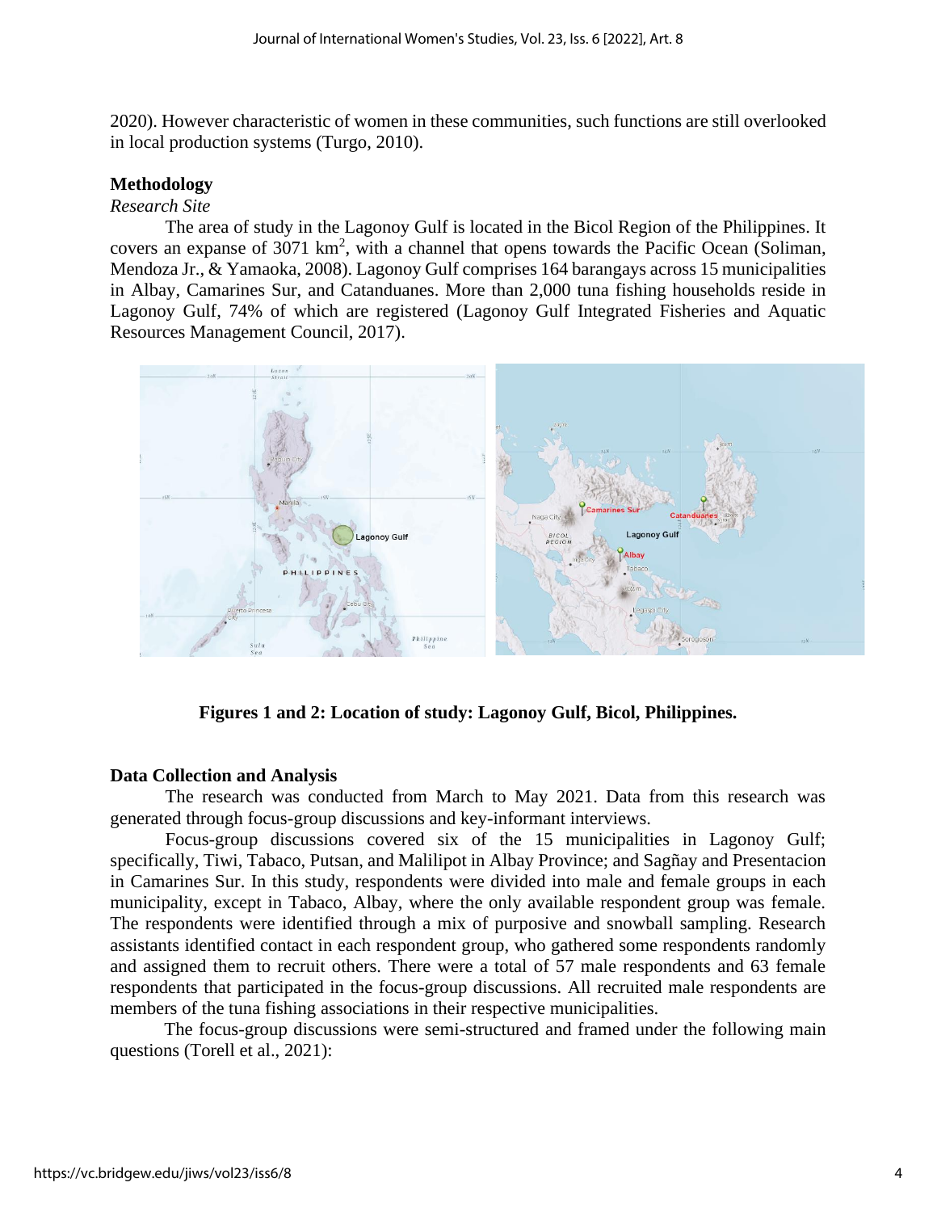2020). However characteristic of women in these communities, such functions are still overlooked in local production systems (Turgo, 2010).

## Methodology

### *Research Site*

The area of study in the Lagonoy Gulf is located in the Bicol Region of the Philippines. It covers an expanse of 3071 km$^2$, with a channel that opens towards the Pacific Ocean (Soliman, Mendoza Jr., & Yamaoka, 2008). Lagonoy Gulf comprises 164 barangays across 15 municipalities in Albay, Camarines Sur, and Catanduanes. More than 2,000 tuna fishing households reside in Lagonoy Gulf, 74% of which are registered (Lagonoy Gulf Integrated Fisheries and Aquatic Resources Management Council, 2017).

**Figures 1 and 2: Location of study: Lagonoy Gulf, Bicol, Philippines.**

## Data Collection and Analysis

The research was conducted from March to May 2021. Data from this research was generated through focus-group discussions and key-informant interviews.

Focus-group discussions covered six of the 15 municipalities in Lagonoy Gulf; specifically, Tiwi, Tabaco, Putsan, and Malilipot in Albay Province; and Sagñay and Presentacion in Camarines Sur. In this study, respondents were divided into male and female groups in each municipality, except in Tabaco, Albay, where the only available respondent group was female. The respondents were identified through a mix of purposive and snowball sampling. Research assistants identified contact in each respondent group, who gathered some respondents randomly and assigned them to recruit others. There were a total of 57 male respondents and 63 female respondents that participated in the focus-group discussions. All recruited male respondents are members of the tuna fishing associations in their respective municipalities.

The focus-group discussions were semi-structured and framed under the following main questions (Torell et al., 2021):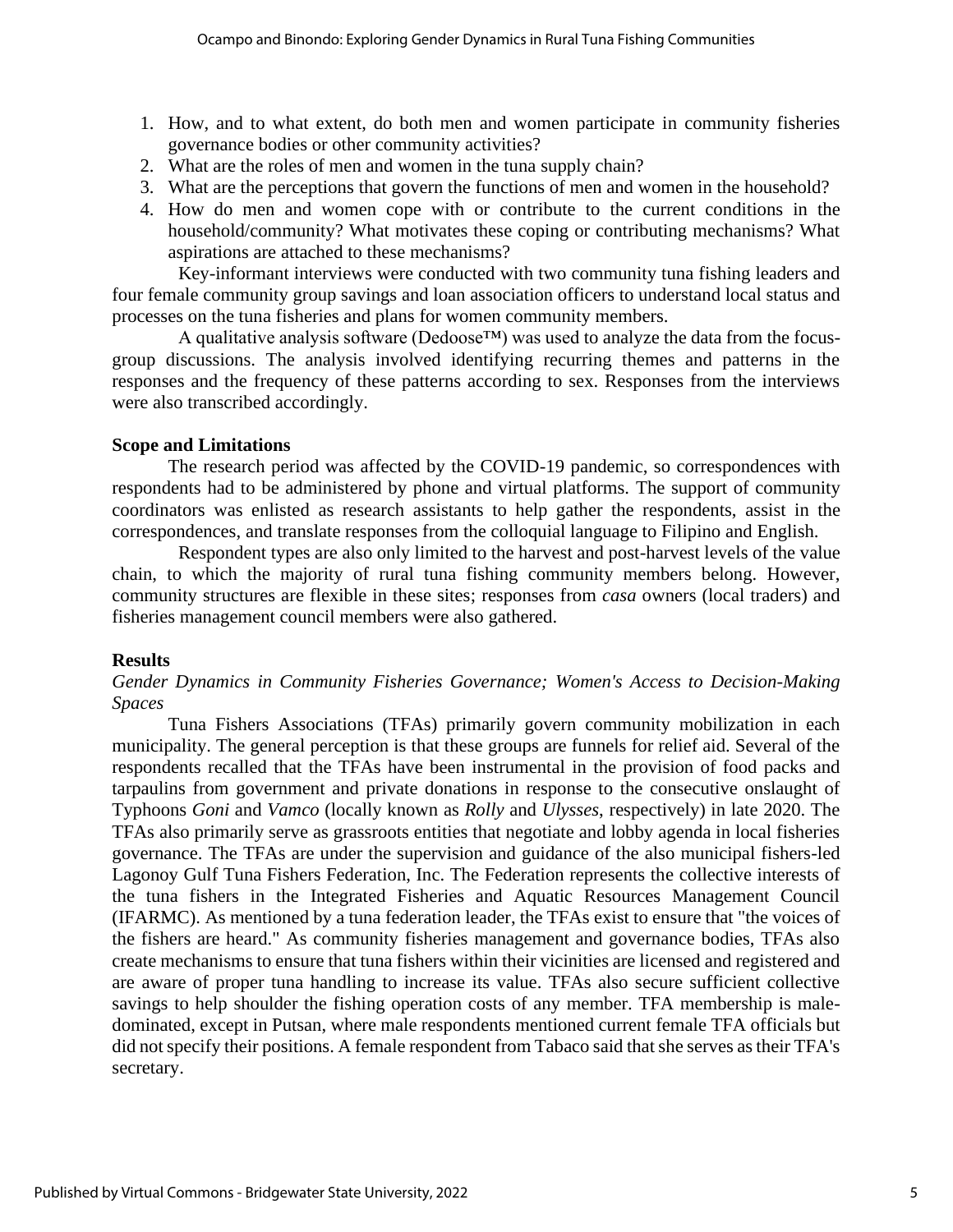1. How, and to what extent, do both men and women participate in community fisheries governance bodies or other community activities?
2. What are the roles of men and women in the tuna supply chain?
3. What are the perceptions that govern the functions of men and women in the household?
4. How do men and women cope with or contribute to the current conditions in the household/community? What motivates these coping or contributing mechanisms? What aspirations are attached to these mechanisms?

Key-informant interviews were conducted with two community tuna fishing leaders and four female community group savings and loan association officers to understand local status and processes on the tuna fisheries and plans for women community members.

A qualitative analysis software (Dedoose™) was used to analyze the data from the focus-group discussions. The analysis involved identifying recurring themes and patterns in the responses and the frequency of these patterns according to sex. Responses from the interviews were also transcribed accordingly.

**Scope and Limitations**

The research period was affected by the COVID-19 pandemic, so correspondences with respondents had to be administered by phone and virtual platforms. The support of community coordinators was enlisted as research assistants to help gather the respondents, assist in the correspondences, and translate responses from the colloquial language to Filipino and English.

Respondent types are also only limited to the harvest and post-harvest levels of the value chain, to which the majority of rural tuna fishing community members belong. However, community structures are flexible in these sites; responses from *casa* owners (local traders) and fisheries management council members were also gathered.

**Results**

*Gender Dynamics in Community Fisheries Governance; Women's Access to Decision-Making Spaces*

Tuna Fishers Associations (TFAs) primarily govern community mobilization in each municipality. The general perception is that these groups are funnels for relief aid. Several of the respondents recalled that the TFAs have been instrumental in the provision of food packs and tarpaulins from government and private donations in response to the consecutive onslaught of Typhoons *Goni* and *Vamco* (locally known as *Rolly* and *Ulysses*, respectively) in late 2020. The TFAs also primarily serve as grassroots entities that negotiate and lobby agenda in local fisheries governance. The TFAs are under the supervision and guidance of the also municipal fishers-led Lagonoy Gulf Tuna Fishers Federation, Inc. The Federation represents the collective interests of the tuna fishers in the Integrated Fisheries and Aquatic Resources Management Council (IFARMC). As mentioned by a tuna federation leader, the TFAs exist to ensure that "the voices of the fishers are heard." As community fisheries management and governance bodies, TFAs also create mechanisms to ensure that tuna fishers within their vicinities are licensed and registered and are aware of proper tuna handling to increase its value. TFAs also secure sufficient collective savings to help shoulder the fishing operation costs of any member. TFA membership is male-dominated, except in Putsan, where male respondents mentioned current female TFA officials but did not specify their positions. A female respondent from Tabaco said that she serves as their TFA's secretary.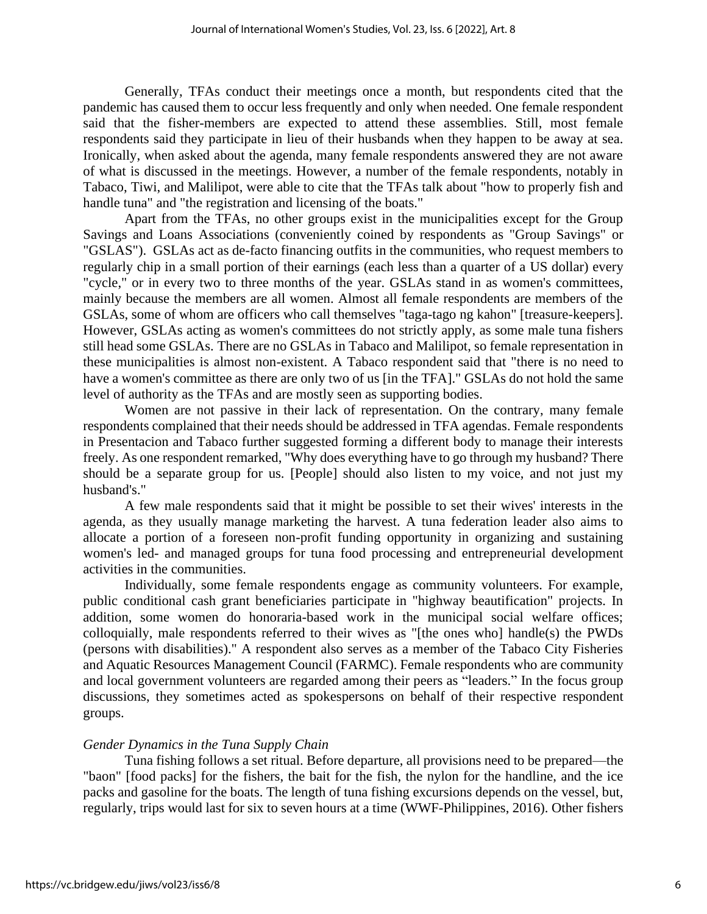Generally, TFAs conduct their meetings once a month, but respondents cited that the pandemic has caused them to occur less frequently and only when needed. One female respondent said that the fisher-members are expected to attend these assemblies. Still, most female respondents said they participate in lieu of their husbands when they happen to be away at sea. Ironically, when asked about the agenda, many female respondents answered they are not aware of what is discussed in the meetings. However, a number of the female respondents, notably in Tabaco, Tiwi, and Malilipot, were able to cite that the TFAs talk about "how to properly fish and handle tuna" and "the registration and licensing of the boats."

Apart from the TFAs, no other groups exist in the municipalities except for the Group Savings and Loans Associations (conveniently coined by respondents as "Group Savings" or "GSLAS"). GSLAs act as de-facto financing outfits in the communities, who request members to regularly chip in a small portion of their earnings (each less than a quarter of a US dollar) every "cycle," or in every two to three months of the year. GSLAs stand in as women's committees, mainly because the members are all women. Almost all female respondents are members of the GSLAs, some of whom are officers who call themselves "taga-tago ng kahon" [treasure-keepers]. However, GSLAs acting as women's committees do not strictly apply, as some male tuna fishers still head some GSLAs. There are no GSLAs in Tabaco and Malilipot, so female representation in these municipalities is almost non-existent. A Tabaco respondent said that "there is no need to have a women's committee as there are only two of us [in the TFA]." GSLAs do not hold the same level of authority as the TFAs and are mostly seen as supporting bodies.

Women are not passive in their lack of representation. On the contrary, many female respondents complained that their needs should be addressed in TFA agendas. Female respondents in Presentacion and Tabaco further suggested forming a different body to manage their interests freely. As one respondent remarked, "Why does everything have to go through my husband? There should be a separate group for us. [People] should also listen to my voice, and not just my husband's."

A few male respondents said that it might be possible to set their wives' interests in the agenda, as they usually manage marketing the harvest. A tuna federation leader also aims to allocate a portion of a foreseen non-profit funding opportunity in organizing and sustaining women's led- and managed groups for tuna food processing and entrepreneurial development activities in the communities.

Individually, some female respondents engage as community volunteers. For example, public conditional cash grant beneficiaries participate in "highway beautification" projects. In addition, some women do honoraria-based work in the municipal social welfare offices; colloquially, male respondents referred to their wives as "[the ones who] handle(s) the PWDs (persons with disabilities)." A respondent also serves as a member of the Tabaco City Fisheries and Aquatic Resources Management Council (FARMC). Female respondents who are community and local government volunteers are regarded among their peers as "leaders." In the focus group discussions, they sometimes acted as spokespersons on behalf of their respective respondent groups.

### *Gender Dynamics in the Tuna Supply Chain*

Tuna fishing follows a set ritual. Before departure, all provisions need to be prepared—the "baon" [food packs] for the fishers, the bait for the fish, the nylon for the handline, and the ice packs and gasoline for the boats. The length of tuna fishing excursions depends on the vessel, but, regularly, trips would last for six to seven hours at a time (WWF-Philippines, 2016). Other fishers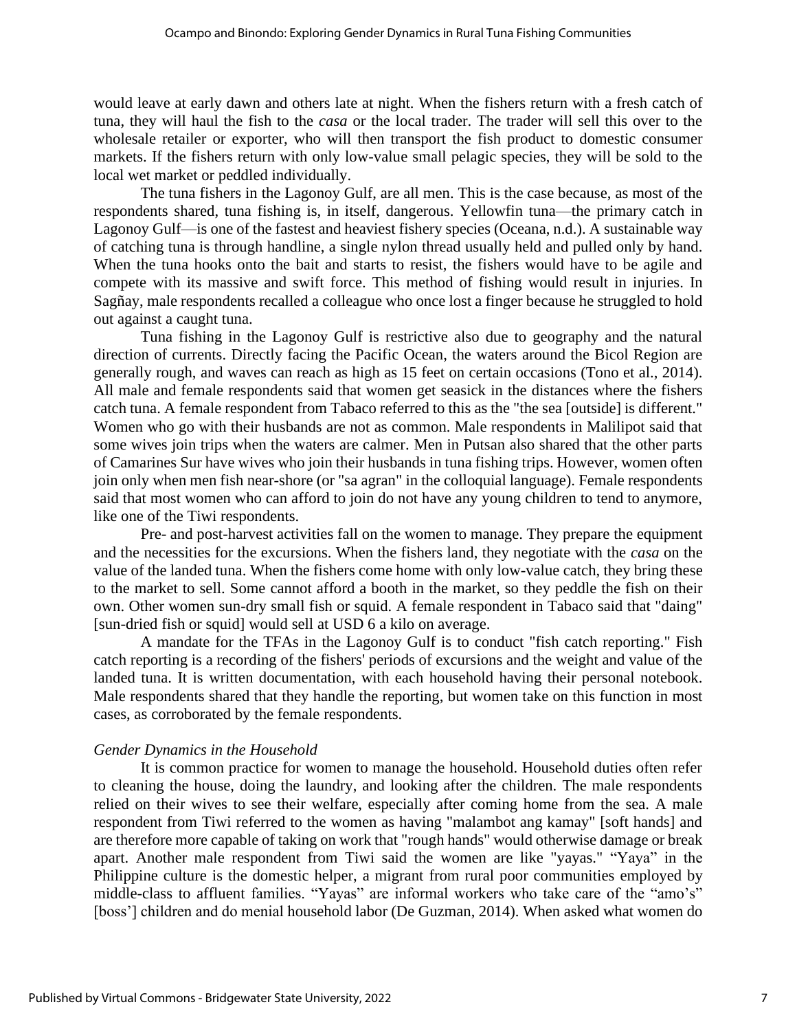would leave at early dawn and others late at night. When the fishers return with a fresh catch of tuna, they will haul the fish to the *casa* or the local trader. The trader will sell this over to the wholesale retailer or exporter, who will then transport the fish product to domestic consumer markets. If the fishers return with only low-value small pelagic species, they will be sold to the local wet market or peddled individually.

The tuna fishers in the Lagonoy Gulf, are all men. This is the case because, as most of the respondents shared, tuna fishing is, in itself, dangerous. Yellowfin tuna—the primary catch in Lagonoy Gulf—is one of the fastest and heaviest fishery species (Oceana, n.d.). A sustainable way of catching tuna is through handline, a single nylon thread usually held and pulled only by hand. When the tuna hooks onto the bait and starts to resist, the fishers would have to be agile and compete with its massive and swift force. This method of fishing would result in injuries. In Sagñay, male respondents recalled a colleague who once lost a finger because he struggled to hold out against a caught tuna.

Tuna fishing in the Lagonoy Gulf is restrictive also due to geography and the natural direction of currents. Directly facing the Pacific Ocean, the waters around the Bicol Region are generally rough, and waves can reach as high as 15 feet on certain occasions (Tono et al., 2014). All male and female respondents said that women get seasick in the distances where the fishers catch tuna. A female respondent from Tabaco referred to this as the "the sea [outside] is different." Women who go with their husbands are not as common. Male respondents in Malilipot said that some wives join trips when the waters are calmer. Men in Putsan also shared that the other parts of Camarines Sur have wives who join their husbands in tuna fishing trips. However, women often join only when men fish near-shore (or "sa agran" in the colloquial language). Female respondents said that most women who can afford to join do not have any young children to tend to anymore, like one of the Tiwi respondents.

Pre- and post-harvest activities fall on the women to manage. They prepare the equipment and the necessities for the excursions. When the fishers land, they negotiate with the *casa* on the value of the landed tuna. When the fishers come home with only low-value catch, they bring these to the market to sell. Some cannot afford a booth in the market, so they peddle the fish on their own. Other women sun-dry small fish or squid. A female respondent in Tabaco said that "daing" [sun-dried fish or squid] would sell at USD 6 a kilo on average.

A mandate for the TFAs in the Lagonoy Gulf is to conduct "fish catch reporting." Fish catch reporting is a recording of the fishers' periods of excursions and the weight and value of the landed tuna. It is written documentation, with each household having their personal notebook. Male respondents shared that they handle the reporting, but women take on this function in most cases, as corroborated by the female respondents.

*Gender Dynamics in the Household*

It is common practice for women to manage the household. Household duties often refer to cleaning the house, doing the laundry, and looking after the children. The male respondents relied on their wives to see their welfare, especially after coming home from the sea. A male respondent from Tiwi referred to the women as having "malambot ang kamay" [soft hands] and are therefore more capable of taking on work that "rough hands" would otherwise damage or break apart. Another male respondent from Tiwi said the women are like "yayas." "Yaya" in the Philippine culture is the domestic helper, a migrant from rural poor communities employed by middle-class to affluent families. "Yayas" are informal workers who take care of the "amo's" [boss'] children and do menial household labor (De Guzman, 2014). When asked what women do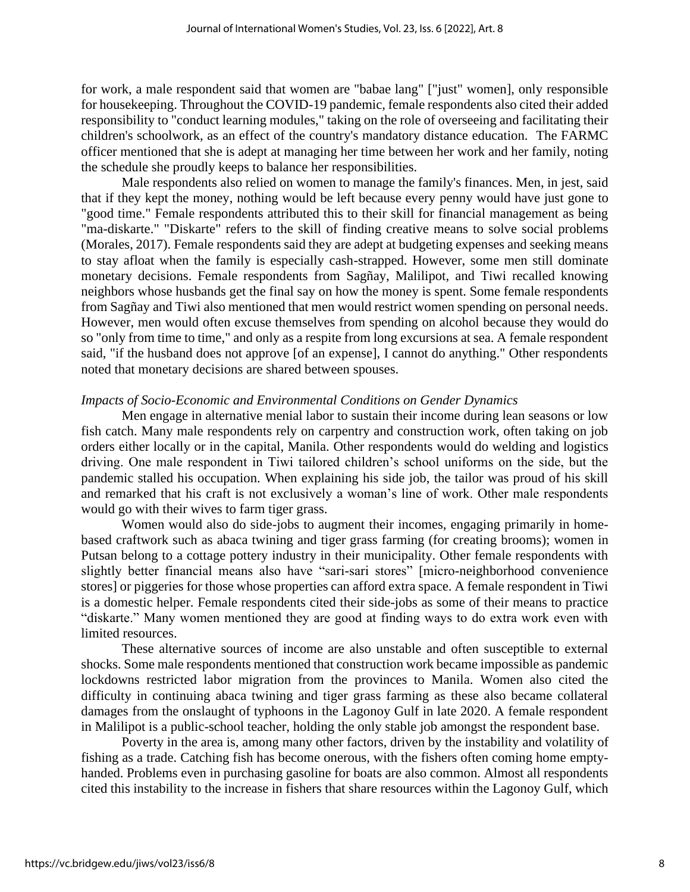for work, a male respondent said that women are "babae lang" ["just" women], only responsible for housekeeping. Throughout the COVID-19 pandemic, female respondents also cited their added responsibility to "conduct learning modules," taking on the role of overseeing and facilitating their children's schoolwork, as an effect of the country's mandatory distance education. The FARMC officer mentioned that she is adept at managing her time between her work and her family, noting the schedule she proudly keeps to balance her responsibilities.

Male respondents also relied on women to manage the family's finances. Men, in jest, said that if they kept the money, nothing would be left because every penny would have just gone to "good time." Female respondents attributed this to their skill for financial management as being "ma-diskarte." "Diskarte" refers to the skill of finding creative means to solve social problems (Morales, 2017). Female respondents said they are adept at budgeting expenses and seeking means to stay afloat when the family is especially cash-strapped. However, some men still dominate monetary decisions. Female respondents from Sagñay, Malilipot, and Tiwi recalled knowing neighbors whose husbands get the final say on how the money is spent. Some female respondents from Sagñay and Tiwi also mentioned that men would restrict women spending on personal needs. However, men would often excuse themselves from spending on alcohol because they would do so "only from time to time," and only as a respite from long excursions at sea. A female respondent said, "if the husband does not approve [of an expense], I cannot do anything." Other respondents noted that monetary decisions are shared between spouses.

*Impacts of Socio-Economic and Environmental Conditions on Gender Dynamics*

Men engage in alternative menial labor to sustain their income during lean seasons or low fish catch. Many male respondents rely on carpentry and construction work, often taking on job orders either locally or in the capital, Manila. Other respondents would do welding and logistics driving. One male respondent in Tiwi tailored children's school uniforms on the side, but the pandemic stalled his occupation. When explaining his side job, the tailor was proud of his skill and remarked that his craft is not exclusively a woman's line of work. Other male respondents would go with their wives to farm tiger grass.

Women would also do side-jobs to augment their incomes, engaging primarily in home-based craftwork such as abaca twining and tiger grass farming (for creating brooms); women in Putsan belong to a cottage pottery industry in their municipality. Other female respondents with slightly better financial means also have "sari-sari stores" [micro-neighborhood convenience stores] or piggeries for those whose properties can afford extra space. A female respondent in Tiwi is a domestic helper. Female respondents cited their side-jobs as some of their means to practice "diskarte." Many women mentioned they are good at finding ways to do extra work even with limited resources.

These alternative sources of income are also unstable and often susceptible to external shocks. Some male respondents mentioned that construction work became impossible as pandemic lockdowns restricted labor migration from the provinces to Manila. Women also cited the difficulty in continuing abaca twining and tiger grass farming as these also became collateral damages from the onslaught of typhoons in the Lagonoy Gulf in late 2020. A female respondent in Malilipot is a public-school teacher, holding the only stable job amongst the respondent base.

Poverty in the area is, among many other factors, driven by the instability and volatility of fishing as a trade. Catching fish has become onerous, with the fishers often coming home empty-handed. Problems even in purchasing gasoline for boats are also common. Almost all respondents cited this instability to the increase in fishers that share resources within the Lagonoy Gulf, which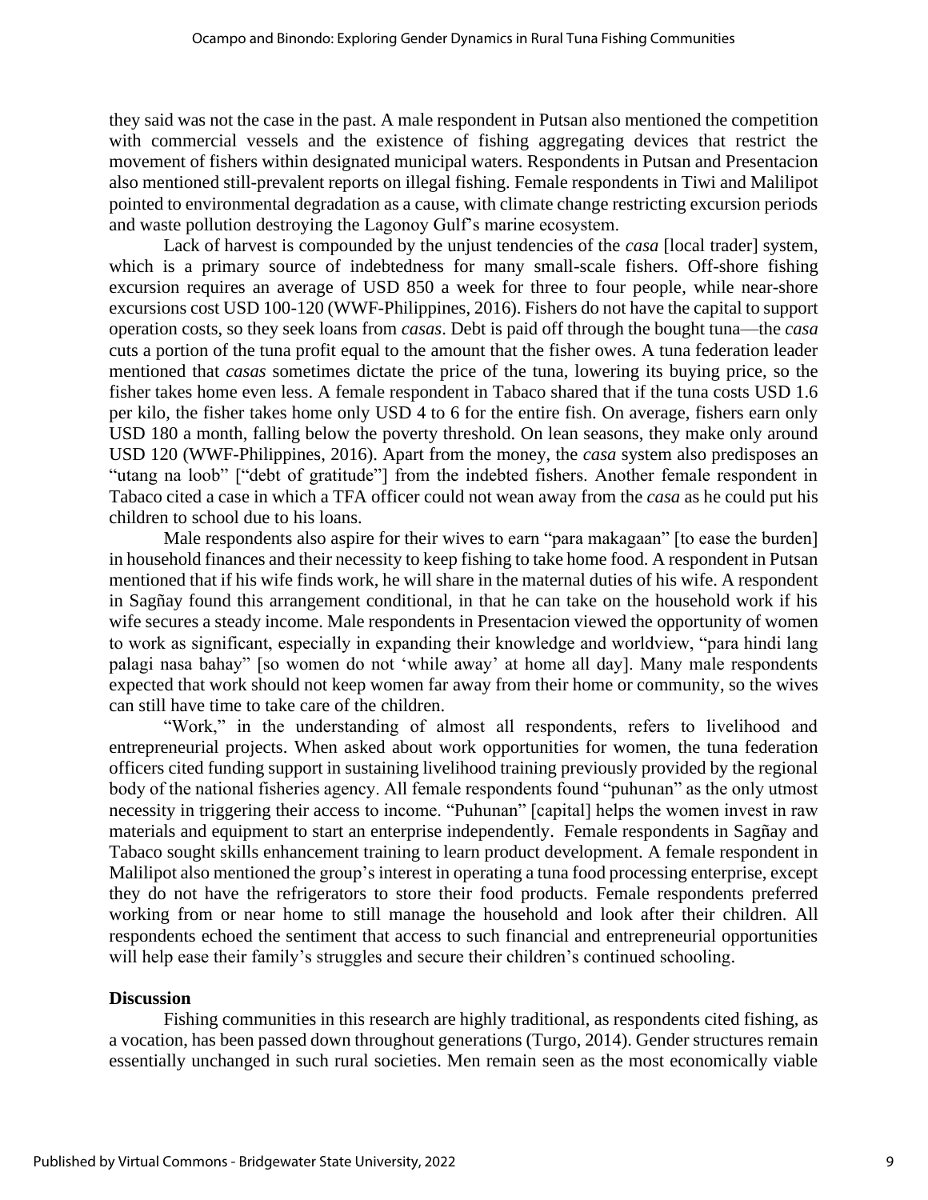they said was not the case in the past. A male respondent in Putsan also mentioned the competition with commercial vessels and the existence of fishing aggregating devices that restrict the movement of fishers within designated municipal waters. Respondents in Putsan and Presentacion also mentioned still-prevalent reports on illegal fishing. Female respondents in Tiwi and Malilipot pointed to environmental degradation as a cause, with climate change restricting excursion periods and waste pollution destroying the Lagonoy Gulf's marine ecosystem.

Lack of harvest is compounded by the unjust tendencies of the *casa* [local trader] system, which is a primary source of indebtedness for many small-scale fishers. Off-shore fishing excursion requires an average of USD 850 a week for three to four people, while near-shore excursions cost USD 100-120 (WWF-Philippines, 2016). Fishers do not have the capital to support operation costs, so they seek loans from *casas*. Debt is paid off through the bought tuna—the *casa* cuts a portion of the tuna profit equal to the amount that the fisher owes. A tuna federation leader mentioned that *casas* sometimes dictate the price of the tuna, lowering its buying price, so the fisher takes home even less. A female respondent in Tabaco shared that if the tuna costs USD 1.6 per kilo, the fisher takes home only USD 4 to 6 for the entire fish. On average, fishers earn only USD 180 a month, falling below the poverty threshold. On lean seasons, they make only around USD 120 (WWF-Philippines, 2016). Apart from the money, the *casa* system also predisposes an "utang na loob" ["debt of gratitude"] from the indebted fishers. Another female respondent in Tabaco cited a case in which a TFA officer could not wean away from the *casa* as he could put his children to school due to his loans.

Male respondents also aspire for their wives to earn "para makagaan" [to ease the burden] in household finances and their necessity to keep fishing to take home food. A respondent in Putsan mentioned that if his wife finds work, he will share in the maternal duties of his wife. A respondent in Sagñay found this arrangement conditional, in that he can take on the household work if his wife secures a steady income. Male respondents in Presentacion viewed the opportunity of women to work as significant, especially in expanding their knowledge and worldview, "para hindi lang palagi nasa bahay" [so women do not 'while away' at home all day]. Many male respondents expected that work should not keep women far away from their home or community, so the wives can still have time to take care of the children.

"Work," in the understanding of almost all respondents, refers to livelihood and entrepreneurial projects. When asked about work opportunities for women, the tuna federation officers cited funding support in sustaining livelihood training previously provided by the regional body of the national fisheries agency. All female respondents found "puhunan" as the only utmost necessity in triggering their access to income. "Puhunan" [capital] helps the women invest in raw materials and equipment to start an enterprise independently. Female respondents in Sagñay and Tabaco sought skills enhancement training to learn product development. A female respondent in Malilipot also mentioned the group's interest in operating a tuna food processing enterprise, except they do not have the refrigerators to store their food products. Female respondents preferred working from or near home to still manage the household and look after their children. All respondents echoed the sentiment that access to such financial and entrepreneurial opportunities will help ease their family's struggles and secure their children's continued schooling.

## Discussion

Fishing communities in this research are highly traditional, as respondents cited fishing, as a vocation, has been passed down throughout generations (Turgo, 2014). Gender structures remain essentially unchanged in such rural societies. Men remain seen as the most economically viable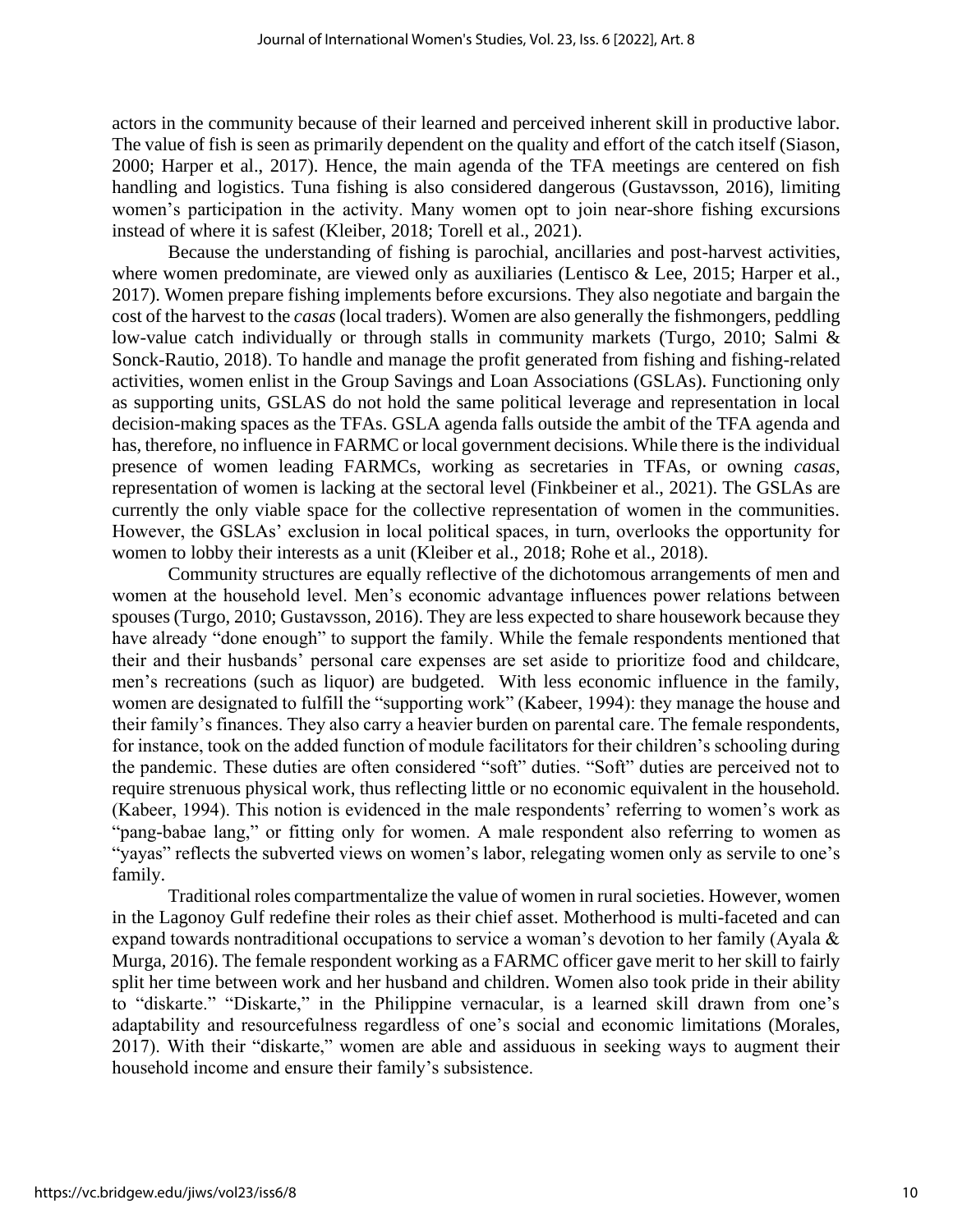actors in the community because of their learned and perceived inherent skill in productive labor. The value of fish is seen as primarily dependent on the quality and effort of the catch itself (Siason, 2000; Harper et al., 2017). Hence, the main agenda of the TFA meetings are centered on fish handling and logistics. Tuna fishing is also considered dangerous (Gustavsson, 2016), limiting women's participation in the activity. Many women opt to join near-shore fishing excursions instead of where it is safest (Kleiber, 2018; Torell et al., 2021).

Because the understanding of fishing is parochial, ancillaries and post-harvest activities, where women predominate, are viewed only as auxiliaries (Lentisco & Lee, 2015; Harper et al., 2017). Women prepare fishing implements before excursions. They also negotiate and bargain the cost of the harvest to the *casas* (local traders). Women are also generally the fishmongers, peddling low-value catch individually or through stalls in community markets (Turgo, 2010; Salmi & Sonck-Rautio, 2018). To handle and manage the profit generated from fishing and fishing-related activities, women enlist in the Group Savings and Loan Associations (GSLAs). Functioning only as supporting units, GSLAS do not hold the same political leverage and representation in local decision-making spaces as the TFAs. GSLA agenda falls outside the ambit of the TFA agenda and has, therefore, no influence in FARMC or local government decisions. While there is the individual presence of women leading FARMCs, working as secretaries in TFAs, or owning *casas*, representation of women is lacking at the sectoral level (Finkbeiner et al., 2021). The GSLAs are currently the only viable space for the collective representation of women in the communities. However, the GSLAs' exclusion in local political spaces, in turn, overlooks the opportunity for women to lobby their interests as a unit (Kleiber et al., 2018; Rohe et al., 2018).

Community structures are equally reflective of the dichotomous arrangements of men and women at the household level. Men's economic advantage influences power relations between spouses (Turgo, 2010; Gustavsson, 2016). They are less expected to share housework because they have already "done enough" to support the family. While the female respondents mentioned that their and their husbands' personal care expenses are set aside to prioritize food and childcare, men's recreations (such as liquor) are budgeted. With less economic influence in the family, women are designated to fulfill the "supporting work" (Kabeer, 1994): they manage the house and their family's finances. They also carry a heavier burden on parental care. The female respondents, for instance, took on the added function of module facilitators for their children's schooling during the pandemic. These duties are often considered "soft" duties. "Soft" duties are perceived not to require strenuous physical work, thus reflecting little or no economic equivalent in the household. (Kabeer, 1994). This notion is evidenced in the male respondents' referring to women's work as "pang-babae lang," or fitting only for women. A male respondent also referring to women as "yayas" reflects the subverted views on women's labor, relegating women only as servile to one's family.

Traditional roles compartmentalize the value of women in rural societies. However, women in the Lagonoy Gulf redefine their roles as their chief asset. Motherhood is multi-faceted and can expand towards nontraditional occupations to service a woman's devotion to her family (Ayala & Murga, 2016). The female respondent working as a FARMC officer gave merit to her skill to fairly split her time between work and her husband and children. Women also took pride in their ability to "diskarte." "Diskarte," in the Philippine vernacular, is a learned skill drawn from one's adaptability and resourcefulness regardless of one's social and economic limitations (Morales, 2017). With their "diskarte," women are able and assiduous in seeking ways to augment their household income and ensure their family's subsistence.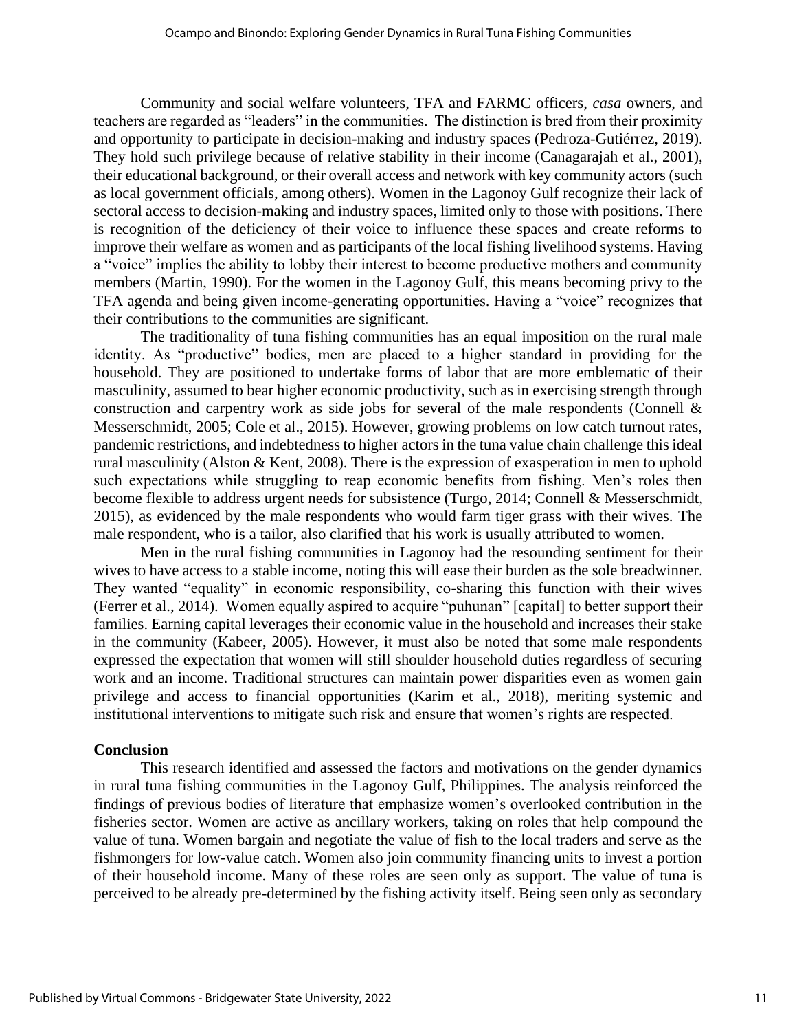Community and social welfare volunteers, TFA and FARMC officers, *casa* owners, and teachers are regarded as "leaders" in the communities. The distinction is bred from their proximity and opportunity to participate in decision-making and industry spaces (Pedroza-Gutiérrez, 2019). They hold such privilege because of relative stability in their income (Canagarajah et al., 2001), their educational background, or their overall access and network with key community actors (such as local government officials, among others). Women in the Lagonoy Gulf recognize their lack of sectoral access to decision-making and industry spaces, limited only to those with positions. There is recognition of the deficiency of their voice to influence these spaces and create reforms to improve their welfare as women and as participants of the local fishing livelihood systems. Having a "voice" implies the ability to lobby their interest to become productive mothers and community members (Martin, 1990). For the women in the Lagonoy Gulf, this means becoming privy to the TFA agenda and being given income-generating opportunities. Having a "voice" recognizes that their contributions to the communities are significant.

The traditionality of tuna fishing communities has an equal imposition on the rural male identity. As "productive" bodies, men are placed to a higher standard in providing for the household. They are positioned to undertake forms of labor that are more emblematic of their masculinity, assumed to bear higher economic productivity, such as in exercising strength through construction and carpentry work as side jobs for several of the male respondents (Connell & Messerschmidt, 2005; Cole et al., 2015). However, growing problems on low catch turnout rates, pandemic restrictions, and indebtedness to higher actors in the tuna value chain challenge this ideal rural masculinity (Alston & Kent, 2008). There is the expression of exasperation in men to uphold such expectations while struggling to reap economic benefits from fishing. Men's roles then become flexible to address urgent needs for subsistence (Turgo, 2014; Connell & Messerschmidt, 2015), as evidenced by the male respondents who would farm tiger grass with their wives. The male respondent, who is a tailor, also clarified that his work is usually attributed to women.

Men in the rural fishing communities in Lagonoy had the resounding sentiment for their wives to have access to a stable income, noting this will ease their burden as the sole breadwinner. They wanted "equality" in economic responsibility, co-sharing this function with their wives (Ferrer et al., 2014). Women equally aspired to acquire "puhunan" [capital] to better support their families. Earning capital leverages their economic value in the household and increases their stake in the community (Kabeer, 2005). However, it must also be noted that some male respondents expressed the expectation that women will still shoulder household duties regardless of securing work and an income. Traditional structures can maintain power disparities even as women gain privilege and access to financial opportunities (Karim et al., 2018), meriting systemic and institutional interventions to mitigate such risk and ensure that women's rights are respected.

## Conclusion

This research identified and assessed the factors and motivations on the gender dynamics in rural tuna fishing communities in the Lagonoy Gulf, Philippines. The analysis reinforced the findings of previous bodies of literature that emphasize women's overlooked contribution in the fisheries sector. Women are active as ancillary workers, taking on roles that help compound the value of tuna. Women bargain and negotiate the value of fish to the local traders and serve as the fishmongers for low-value catch. Women also join community financing units to invest a portion of their household income. Many of these roles are seen only as support. The value of tuna is perceived to be already pre-determined by the fishing activity itself. Being seen only as secondary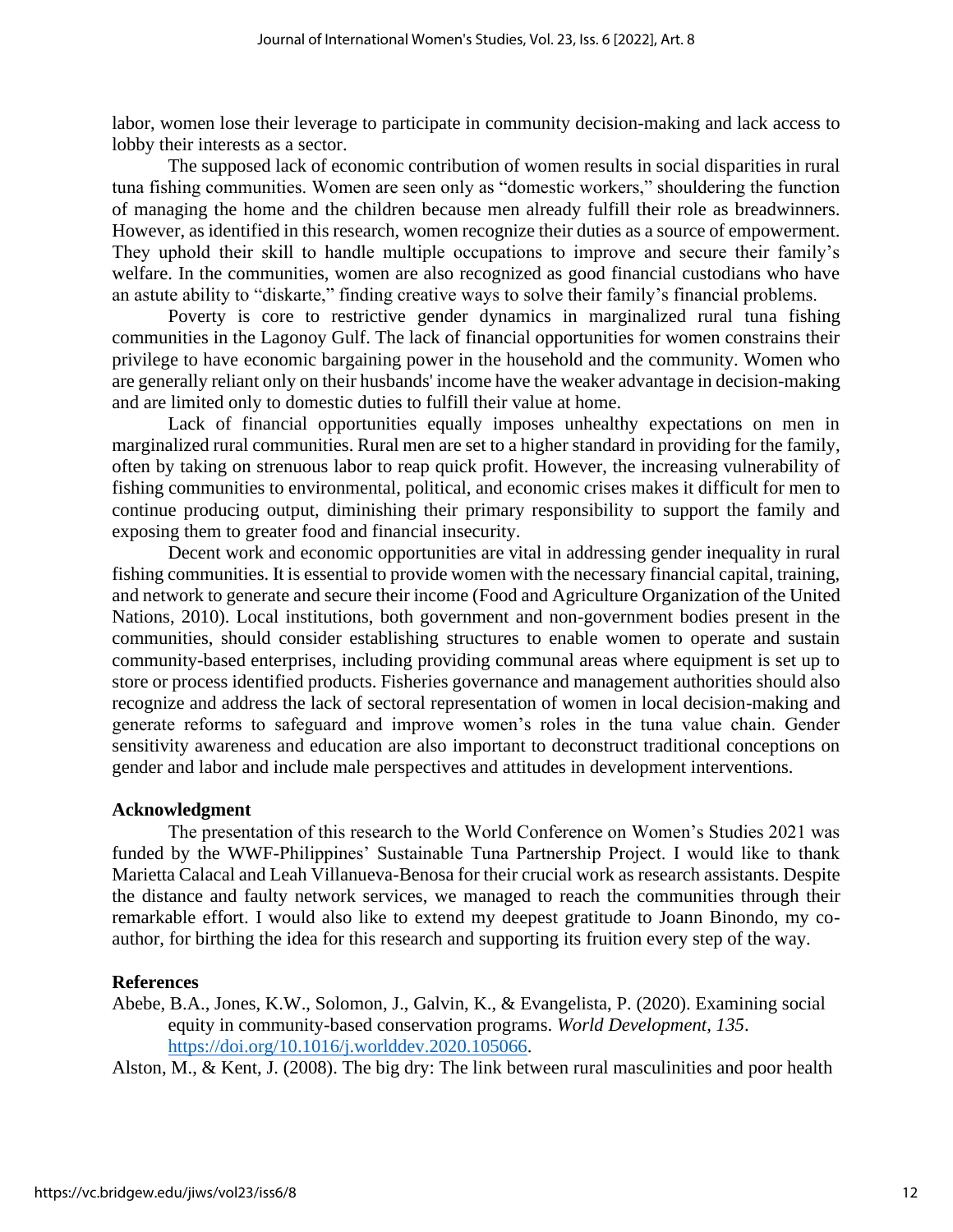labor, women lose their leverage to participate in community decision-making and lack access to lobby their interests as a sector.

The supposed lack of economic contribution of women results in social disparities in rural tuna fishing communities. Women are seen only as "domestic workers," shouldering the function of managing the home and the children because men already fulfill their role as breadwinners. However, as identified in this research, women recognize their duties as a source of empowerment. They uphold their skill to handle multiple occupations to improve and secure their family's welfare. In the communities, women are also recognized as good financial custodians who have an astute ability to "diskarte," finding creative ways to solve their family's financial problems.

Poverty is core to restrictive gender dynamics in marginalized rural tuna fishing communities in the Lagonoy Gulf. The lack of financial opportunities for women constrains their privilege to have economic bargaining power in the household and the community. Women who are generally reliant only on their husbands' income have the weaker advantage in decision-making and are limited only to domestic duties to fulfill their value at home.

Lack of financial opportunities equally imposes unhealthy expectations on men in marginalized rural communities. Rural men are set to a higher standard in providing for the family, often by taking on strenuous labor to reap quick profit. However, the increasing vulnerability of fishing communities to environmental, political, and economic crises makes it difficult for men to continue producing output, diminishing their primary responsibility to support the family and exposing them to greater food and financial insecurity.

Decent work and economic opportunities are vital in addressing gender inequality in rural fishing communities. It is essential to provide women with the necessary financial capital, training, and network to generate and secure their income (Food and Agriculture Organization of the United Nations, 2010). Local institutions, both government and non-government bodies present in the communities, should consider establishing structures to enable women to operate and sustain community-based enterprises, including providing communal areas where equipment is set up to store or process identified products. Fisheries governance and management authorities should also recognize and address the lack of sectoral representation of women in local decision-making and generate reforms to safeguard and improve women's roles in the tuna value chain. Gender sensitivity awareness and education are also important to deconstruct traditional conceptions on gender and labor and include male perspectives and attitudes in development interventions.

### Acknowledgment

The presentation of this research to the World Conference on Women's Studies 2021 was funded by the WWF-Philippines' Sustainable Tuna Partnership Project. I would like to thank Marietta Calacal and Leah Villanueva-Benosa for their crucial work as research assistants. Despite the distance and faulty network services, we managed to reach the communities through their remarkable effort. I would also like to extend my deepest gratitude to Joann Binondo, my co-author, for birthing the idea for this research and supporting its fruition every step of the way.

### References

Abebe, B.A., Jones, K.W., Solomon, J., Galvin, K., & Evangelista, P. (2020). Examining social equity in community-based conservation programs. *World Development, 135*. https://doi.org/10.1016/j.worlddev.2020.105066.

Alston, M., & Kent, J. (2008). The big dry: The link between rural masculinities and poor health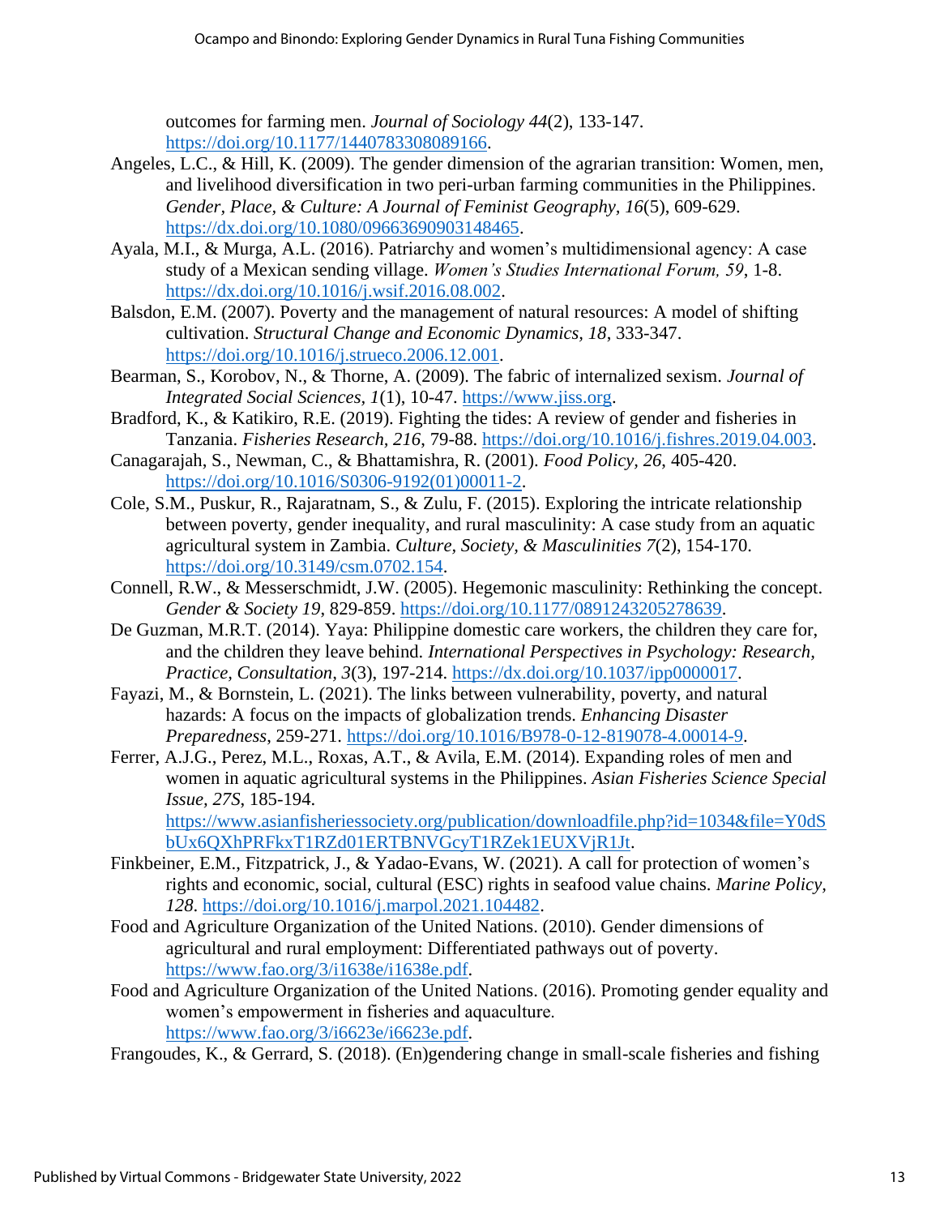outcomes for farming men. *Journal of Sociology 44*(2), 133-147. https://doi.org/10.1177/1440783308089166.

Angeles, L.C., & Hill, K. (2009). The gender dimension of the agrarian transition: Women, men, and livelihood diversification in two peri-urban farming communities in the Philippines. *Gender, Place, & Culture: A Journal of Feminist Geography, 16*(5), 609-629. https://dx.doi.org/10.1080/09663690903148465.

Ayala, M.I., & Murga, A.L. (2016). Patriarchy and women's multidimensional agency: A case study of a Mexican sending village. *Women's Studies International Forum, 59*, 1-8. https://dx.doi.org/10.1016/j.wsif.2016.08.002.

Balsdon, E.M. (2007). Poverty and the management of natural resources: A model of shifting cultivation. *Structural Change and Economic Dynamics, 18*, 333-347. https://doi.org/10.1016/j.strueco.2006.12.001.

Bearman, S., Korobov, N., & Thorne, A. (2009). The fabric of internalized sexism. *Journal of Integrated Social Sciences, 1*(1), 10-47. https://www.jiss.org.

Bradford, K., & Katikiro, R.E. (2019). Fighting the tides: A review of gender and fisheries in Tanzania. *Fisheries Research, 216*, 79-88. https://doi.org/10.1016/j.fishres.2019.04.003.

Canagarajah, S., Newman, C., & Bhattamishra, R. (2001). *Food Policy, 26*, 405-420. https://doi.org/10.1016/S0306-9192(01)00011-2.

Cole, S.M., Puskur, R., Rajaratnam, S., & Zulu, F. (2015). Exploring the intricate relationship between poverty, gender inequality, and rural masculinity: A case study from an aquatic agricultural system in Zambia. *Culture, Society, & Masculinities 7*(2), 154-170. https://doi.org/10.3149/csm.0702.154.

Connell, R.W., & Messerschmidt, J.W. (2005). Hegemonic masculinity: Rethinking the concept. *Gender & Society 19*, 829-859. https://doi.org/10.1177/0891243205278639.

De Guzman, M.R.T. (2014). Yaya: Philippine domestic care workers, the children they care for, and the children they leave behind. *International Perspectives in Psychology: Research, Practice, Consultation, 3*(3), 197-214. https://dx.doi.org/10.1037/ipp0000017.

Fayazi, M., & Bornstein, L. (2021). The links between vulnerability, poverty, and natural hazards: A focus on the impacts of globalization trends. *Enhancing Disaster Preparedness*, 259-271. https://doi.org/10.1016/B978-0-12-819078-4.00014-9.

Ferrer, A.J.G., Perez, M.L., Roxas, A.T., & Avila, E.M. (2014). Expanding roles of men and women in aquatic agricultural systems in the Philippines. *Asian Fisheries Science Special Issue, 27S*, 185-194. https://www.asianfisheriessociety.org/publication/downloadfile.php?id=1034&file=Y0dSbUx6QXhPRFkxT1RZd01ERTBNVGcyT1RZek1EUXVjR1Jt.

Finkbeiner, E.M., Fitzpatrick, J., & Yadao-Evans, W. (2021). A call for protection of women's rights and economic, social, cultural (ESC) rights in seafood value chains. *Marine Policy, 128*. https://doi.org/10.1016/j.marpol.2021.104482.

Food and Agriculture Organization of the United Nations. (2010). Gender dimensions of agricultural and rural employment: Differentiated pathways out of poverty. https://www.fao.org/3/i1638e/i1638e.pdf.

Food and Agriculture Organization of the United Nations. (2016). Promoting gender equality and women's empowerment in fisheries and aquaculture. https://www.fao.org/3/i6623e/i6623e.pdf.

Frangoudes, K., & Gerrard, S. (2018). (En)gendering change in small-scale fisheries and fishing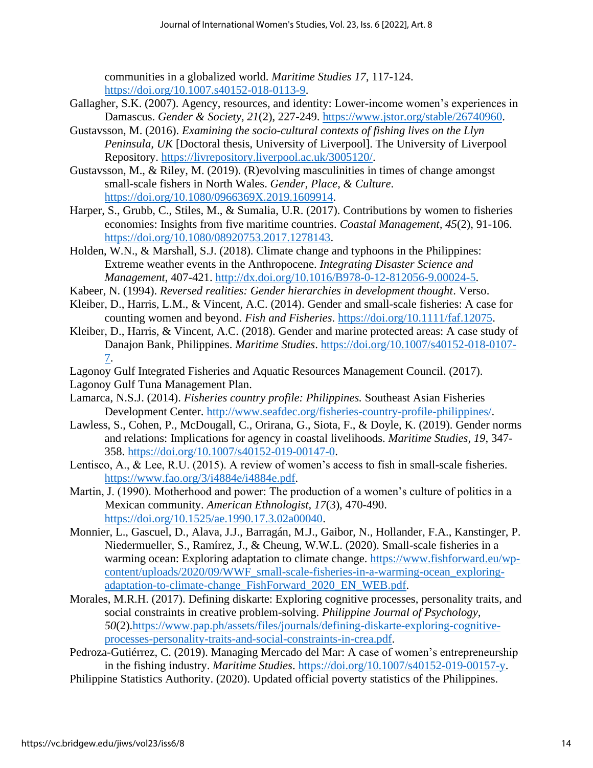communities in a globalized world. *Maritime Studies 17*, 117-124. https://doi.org/10.1007.s40152-018-0113-9.

Gallagher, S.K. (2007). Agency, resources, and identity: Lower-income women's experiences in Damascus. *Gender & Society, 21*(2), 227-249. https://www.jstor.org/stable/26740960.

Gustavsson, M. (2016). *Examining the socio-cultural contexts of fishing lives on the Llyn Peninsula, UK* [Doctoral thesis, University of Liverpool]. The University of Liverpool Repository. https://livrepository.liverpool.ac.uk/3005120/.

Gustavsson, M., & Riley, M. (2019). (R)evolving masculinities in times of change amongst small-scale fishers in North Wales. *Gender, Place, & Culture*. https://doi.org/10.1080/0966369X.2019.1609914.

Harper, S., Grubb, C., Stiles, M., & Sumalia, U.R. (2017). Contributions by women to fisheries economies: Insights from five maritime countries. *Coastal Management, 45*(2), 91-106. https://doi.org/10.1080/08920753.2017.1278143.

Holden, W.N., & Marshall, S.J. (2018). Climate change and typhoons in the Philippines: Extreme weather events in the Anthropocene. *Integrating Disaster Science and Management*, 407-421. http://dx.doi.org/10.1016/B978-0-12-812056-9.00024-5.

Kabeer, N. (1994). *Reversed realities: Gender hierarchies in development thought*. Verso.

Kleiber, D., Harris, L.M., & Vincent, A.C. (2014). Gender and small-scale fisheries: A case for counting women and beyond. *Fish and Fisheries*. https://doi.org/10.1111/faf.12075.

Kleiber, D., Harris, & Vincent, A.C. (2018). Gender and marine protected areas: A case study of Danajon Bank, Philippines. *Maritime Studies*. https://doi.org/10.1007/s40152-018-0107-7.

Lagonoy Gulf Integrated Fisheries and Aquatic Resources Management Council. (2017). Lagonoy Gulf Tuna Management Plan.

Lamarca, N.S.J. (2014). *Fisheries country profile: Philippines.* Southeast Asian Fisheries Development Center. http://www.seafdec.org/fisheries-country-profile-philippines/.

Lawless, S., Cohen, P., McDougall, C., Orirana, G., Siota, F., & Doyle, K. (2019). Gender norms and relations: Implications for agency in coastal livelihoods. *Maritime Studies, 19*, 347-358. https://doi.org/10.1007/s40152-019-00147-0.

Lentisco, A., & Lee, R.U. (2015). A review of women's access to fish in small-scale fisheries. https://www.fao.org/3/i4884e/i4884e.pdf.

Martin, J. (1990). Motherhood and power: The production of a women's culture of politics in a Mexican community. *American Ethnologist, 17*(3), 470-490. https://doi.org/10.1525/ae.1990.17.3.02a00040.

Monnier, L., Gascuel, D., Alava, J.J., Barragán, M.J., Gaibor, N., Hollander, F.A., Kanstinger, P. Niedermueller, S., Ramírez, J., & Cheung, W.W.L. (2020). Small-scale fisheries in a warming ocean: Exploring adaptation to climate change. https://www.fishforward.eu/wp-content/uploads/2020/09/WWF_small-scale-fisheries-in-a-warming-ocean_exploring-adaptation-to-climate-change_FishForward_2020_EN_WEB.pdf.

Morales, M.R.H. (2017). Defining diskarte: Exploring cognitive processes, personality traits, and social constraints in creative problem-solving. *Philippine Journal of Psychology, 50*(2).https://www.pap.ph/assets/files/journals/defining-diskarte-exploring-cognitive-processes-personality-traits-and-social-constraints-in-crea.pdf.

Pedroza-Gutiérrez, C. (2019). Managing Mercado del Mar: A case of women's entrepreneurship in the fishing industry. *Maritime Studies*. https://doi.org/10.1007/s40152-019-00157-y.

Philippine Statistics Authority. (2020). Updated official poverty statistics of the Philippines.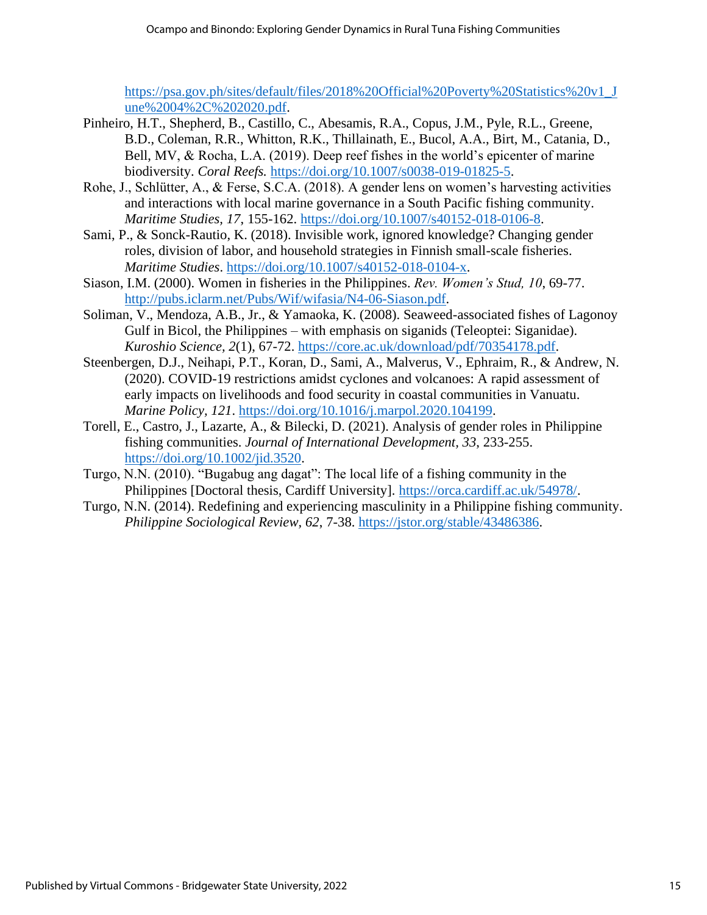https://psa.gov.ph/sites/default/files/2018%20Official%20Poverty%20Statistics%20v1_June%2004%2C%202020.pdf.

Pinheiro, H.T., Shepherd, B., Castillo, C., Abesamis, R.A., Copus, J.M., Pyle, R.L., Greene, B.D., Coleman, R.R., Whitton, R.K., Thillainath, E., Bucol, A.A., Birt, M., Catania, D., Bell, MV, & Rocha, L.A. (2019). Deep reef fishes in the world's epicenter of marine biodiversity. *Coral Reefs.* https://doi.org/10.1007/s0038-019-01825-5.

Rohe, J., Schlütter, A., & Ferse, S.C.A. (2018). A gender lens on women's harvesting activities and interactions with local marine governance in a South Pacific fishing community. *Maritime Studies*, *17*, 155-162. https://doi.org/10.1007/s40152-018-0106-8.

Sami, P., & Sonck-Rautio, K. (2018). Invisible work, ignored knowledge? Changing gender roles, division of labor, and household strategies in Finnish small-scale fisheries. *Maritime Studies*. https://doi.org/10.1007/s40152-018-0104-x.

Siason, I.M. (2000). Women in fisheries in the Philippines. *Rev. Women's Stud, 10*, 69-77. http://pubs.iclarm.net/Pubs/Wif/wifasia/N4-06-Siason.pdf.

Soliman, V., Mendoza, A.B., Jr., & Yamaoka, K. (2008). Seaweed-associated fishes of Lagonoy Gulf in Bicol, the Philippines – with emphasis on siganids (Teleoptei: Siganidae). *Kuroshio Science*, *2*(1), 67-72. https://core.ac.uk/download/pdf/70354178.pdf.

Steenbergen, D.J., Neihapi, P.T., Koran, D., Sami, A., Malverus, V., Ephraim, R., & Andrew, N. (2020). COVID-19 restrictions amidst cyclones and volcanoes: A rapid assessment of early impacts on livelihoods and food security in coastal communities in Vanuatu. *Marine Policy, 121*. https://doi.org/10.1016/j.marpol.2020.104199.

Torell, E., Castro, J., Lazarte, A., & Bilecki, D. (2021). Analysis of gender roles in Philippine fishing communities. *Journal of International Development, 33*, 233-255. https://doi.org/10.1002/jid.3520.

Turgo, N.N. (2010). "Bugabug ang dagat": The local life of a fishing community in the Philippines [Doctoral thesis, Cardiff University]. https://orca.cardiff.ac.uk/54978/.

Turgo, N.N. (2014). Redefining and experiencing masculinity in a Philippine fishing community. *Philippine Sociological Review*, *62*, 7-38. https://jstor.org/stable/43486386.